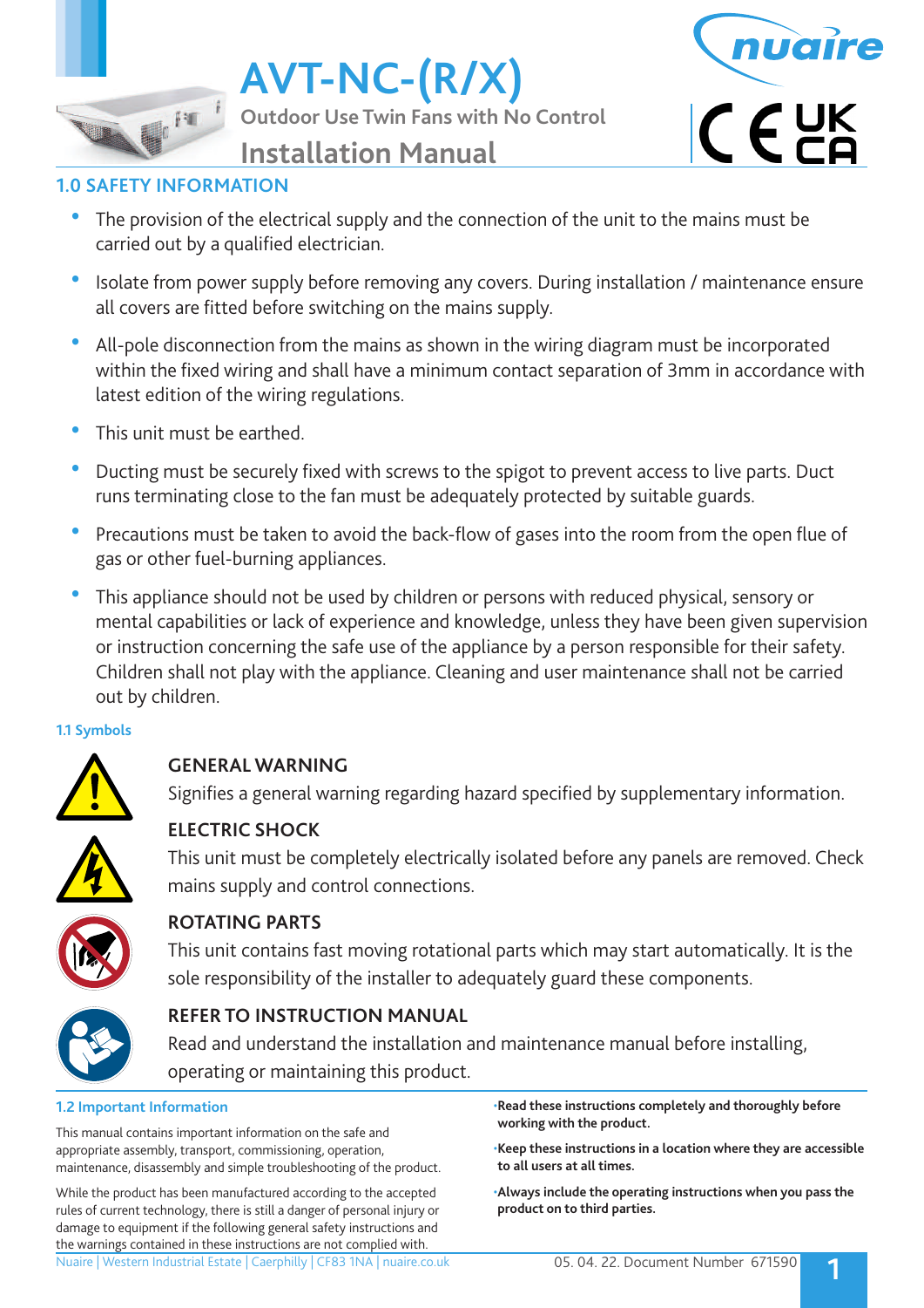# AVT-NC-(R/X)

Outdoor Use Twin Fans with No Control

## Installation Manual

## 1.0 SAFETY INFORMATION

- The provision of the electrical supply and the connection of the unit to the mains must be carried out by a qualified electrician.
- Isolate from power supply before removing any covers. During installation / maintenance ensure all covers are fitted before switching on the mains supply.
- All-pole disconnection from the mains as shown in the wiring diagram must be incorporated within the fixed wiring and shall have a minimum contact separation of 3mm in accordance with latest edition of the wiring regulations.
- This unit must be earthed.
- Ducting must be securely fixed with screws to the spigot to prevent access to live parts. Duct runs terminating close to the fan must be adequately protected by suitable guards.
- Precautions must be taken to avoid the back-flow of gases into the room from the open flue of gas or other fuel-burning appliances.
- This appliance should not be used by children or persons with reduced physical, sensory or mental capabilities or lack of experience and knowledge, unless they have been given supervision or instruction concerning the safe use of the appliance by a person responsible for their safety. Children shall not play with the appliance. Cleaning and user maintenance shall not be carried out by children.

### 1.1 Symbols

**GENERAL WARNING**

Signifies a general warning regarding hazard specified by supplementary information.

**ELECTRIC SHOCK**

This unit must be completely electrically isolated before any panels are removed. Check mains supply and control connections.

**ROTATING PARTS**

This unit contains fast moving rotational parts which may start automatically. It is the sole responsibility of the installer to adequately guard these components.

**REFER TO INSTRUCTION MANUAL**

Read and understand the installation and maintenance manual before installing, operating or maintaining this product.

### 1.2 Important Information

This manual contains important information on the safe and appropriate assembly, transport, commissioning, operation, maintenance, disassembly and simple troubleshooting of the product.

While the product has been manufactured according to the accepted rules of current technology, there is still a danger of personal injury or damage to equipment if the following general safety instructions and the warnings contained in these instructions are not complied with.

- **Read these instructions completely and thoroughly before working with the product.**
- **Keep these instructions in a location where they are accessible to all users at all times.**
- **Always include the operating instructions when you pass the product on to third parties.**

Nuaire | Western Industrial Estate | Caerphilly | CF83 1NA | nuaire.co.uk

05. 04. 22. Document Number 671590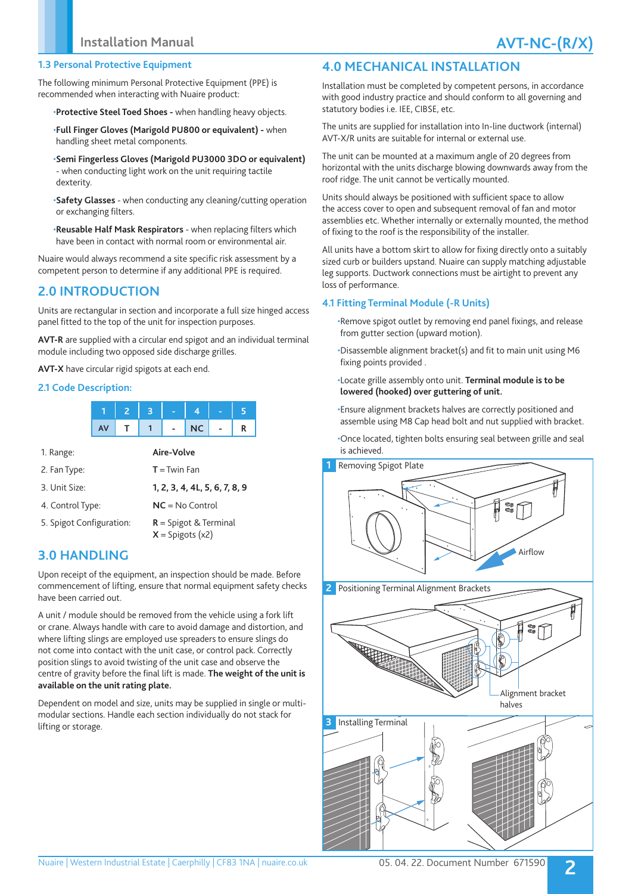### 1.3 Personal Protective Equipment

The following minimum Personal Protective Equipment (PPE) is recommended when interacting with Nuaire product:

- **Protective Steel Toed Shoes -** when handling heavy objects.
- **Full Finger Gloves (Marigold PU800 or equivalent) -** when handling sheet metal components.
- **Semi Fingerless Gloves (Marigold PU3000 3DO or equivalent)** - when conducting light work on the unit requiring tactile dexterity.
- **Safety Glasses** - when conducting any cleaning/cutting operation or exchanging filters.
- **Reusable Half Mask Respirators** - when replacing filters which have been in contact with normal room or environmental air.

Nuaire would always recommend a site specific risk assessment by a competent person to determine if any additional PPE is required.

## 2.0 INTRODUCTION

Units are rectangular in section and incorporate a full size hinged access panel fitted to the top of the unit for inspection purposes.

**AVT-R** are supplied with a circular end spigot and an individual terminal module including two opposed side discharge grilles.

**AVT-X** have circular rigid spigots at each end.

### 2.1 Code Description:

| 1 | 2 | 3 | - | 4 | - | 5 |
|---|---|---|---|---|---|---|
| AV | T | 1 | - | NC | - | R |

| | |
|---|---|
| 1. Range: | **Aire-Volve** |
| 2. Fan Type: | **T** = Twin Fan |
| 3. Unit Size: | **1, 2, 3, 4, 4L, 5, 6, 7, 8, 9** |
| 4. Control Type: | **NC** = No Control |
| 5. Spigot Configuration: | **R** = Spigot & Terminal<br>**X** = Spigots (x2) |

## 3.0 HANDLING

Upon receipt of the equipment, an inspection should be made. Before commencement of lifting, ensure that normal equipment safety checks have been carried out.

A unit / module should be removed from the vehicle using a fork lift or crane. Always handle with care to avoid damage and distortion, and where lifting slings are employed use spreaders to ensure slings do not come into contact with the unit case, or control pack. Correctly position slings to avoid twisting of the unit case and observe the centre of gravity before the final lift is made. **The weight of the unit is available on the unit rating plate.**

Dependent on model and size, units may be supplied in single or multi-modular sections. Handle each section individually do not stack for lifting or storage.

## 4.0 MECHANICAL INSTALLATION

Installation must be completed by competent persons, in accordance with good industry practice and should conform to all governing and statutory bodies i.e. IEE, CIBSE, etc.

The units are supplied for installation into In-line ductwork (internal) AVT-X/R units are suitable for internal or external use.

The unit can be mounted at a maximum angle of 20 degrees from horizontal with the units discharge blowing downwards away from the roof ridge. The unit cannot be vertically mounted.

Units should always be positioned with sufficient space to allow the access cover to open and subsequent removal of fan and motor assemblies etc. Whether internally or externally mounted, the method of fixing to the roof is the responsibility of the installer.

All units have a bottom skirt to allow for fixing directly onto a suitably sized curb or builders upstand. Nuaire can supply matching adjustable leg supports. Ductwork connections must be airtight to prevent any loss of performance.

### 4.1 Fitting Terminal Module (-R Units)

- Remove spigot outlet by removing end panel fixings, and release from gutter section (upward motion).
- Disassemble alignment bracket(s) and fit to main unit using M6 fixing points provided .
- Locate grille assembly onto unit. **Terminal module is to be lowered (hooked) over guttering of unit.**
- Ensure alignment brackets halves are correctly positioned and assemble using M8 Cap head bolt and nut supplied with bracket.
- Once located, tighten bolts ensuring seal between grille and seal is achieved.

1 Removing Spigot Plate

Airflow

2 Positioning Terminal Alignment Brackets

Alignment bracket halves

3 Installing Terminal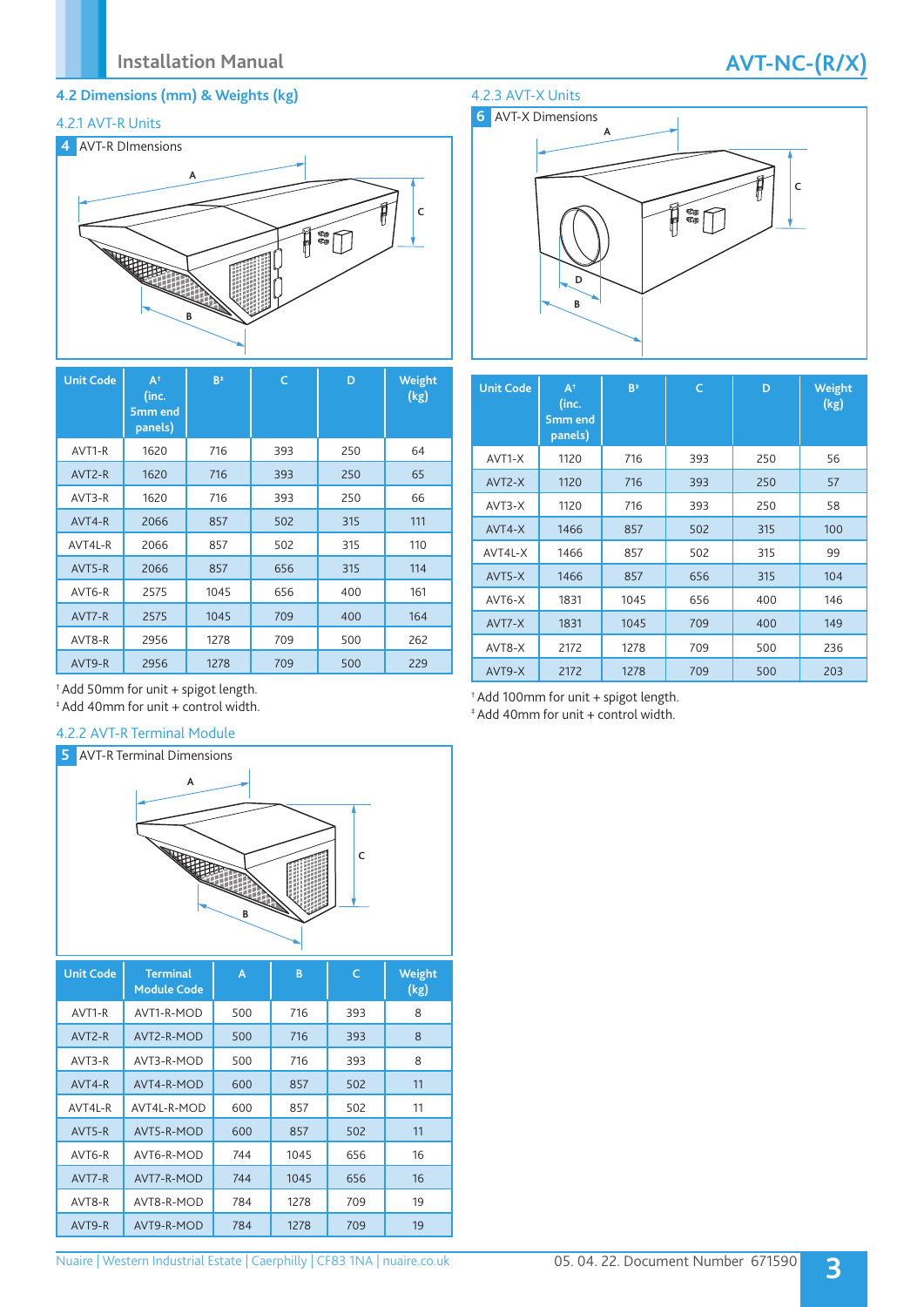## 4.2 Dimensions (mm) & Weights (kg)

### 4.2.1 AVT-R Units

4 AVT-R DImensions

A

B

C

| Unit Code | A† (inc. 5mm end panels) | B‡ | C | D | Weight (kg) |
|---|---|---|---|---|---|
| AVT1-R | 1620 | 716 | 393 | 250 | 64 |
| AVT2-R | 1620 | 716 | 393 | 250 | 65 |
| AVT3-R | 1620 | 716 | 393 | 250 | 66 |
| AVT4-R | 2066 | 857 | 502 | 315 | 111 |
| AVT4L-R | 2066 | 857 | 502 | 315 | 110 |
| AVT5-R | 2066 | 857 | 656 | 315 | 114 |
| AVT6-R | 2575 | 1045 | 656 | 400 | 161 |
| AVT7-R | 2575 | 1045 | 709 | 400 | 164 |
| AVT8-R | 2956 | 1278 | 709 | 500 | 262 |
| AVT9-R | 2956 | 1278 | 709 | 500 | 229 |

† Add 50mm for unit + spigot length.
‡ Add 40mm for unit + control width.

### 4.2.2 AVT-R Terminal Module

5 AVT-R Terminal Dimensions

A

B

C

| Unit Code | Terminal Module Code | A | B | C | Weight (kg) |
|---|---|---|---|---|---|
| AVT1-R | AVT1-R-MOD | 500 | 716 | 393 | 8 |
| AVT2-R | AVT2-R-MOD | 500 | 716 | 393 | 8 |
| AVT3-R | AVT3-R-MOD | 500 | 716 | 393 | 8 |
| AVT4-R | AVT4-R-MOD | 600 | 857 | 502 | 11 |
| AVT4L-R | AVT4L-R-MOD | 600 | 857 | 502 | 11 |
| AVT5-R | AVT5-R-MOD | 600 | 857 | 502 | 11 |
| AVT6-R | AVT6-R-MOD | 744 | 1045 | 656 | 16 |
| AVT7-R | AVT7-R-MOD | 744 | 1045 | 656 | 16 |
| AVT8-R | AVT8-R-MOD | 784 | 1278 | 709 | 19 |
| AVT9-R | AVT9-R-MOD | 784 | 1278 | 709 | 19 |

### 4.2.3 AVT-X Units

6 AVT-X Dimensions

A

B

C

D

| Unit Code | A† (inc. 5mm end panels) | B‡ | C | D | Weight (kg) |
|---|---|---|---|---|---|
| AVT1-X | 1120 | 716 | 393 | 250 | 56 |
| AVT2-X | 1120 | 716 | 393 | 250 | 57 |
| AVT3-X | 1120 | 716 | 393 | 250 | 58 |
| AVT4-X | 1466 | 857 | 502 | 315 | 100 |
| AVT4L-X | 1466 | 857 | 502 | 315 | 99 |
| AVT5-X | 1466 | 857 | 656 | 315 | 104 |
| AVT6-X | 1831 | 1045 | 656 | 400 | 146 |
| AVT7-X | 1831 | 1045 | 709 | 400 | 149 |
| AVT8-X | 2172 | 1278 | 709 | 500 | 236 |
| AVT9-X | 2172 | 1278 | 709 | 500 | 203 |

† Add 100mm for unit + spigot length.
‡ Add 40mm for unit + control width.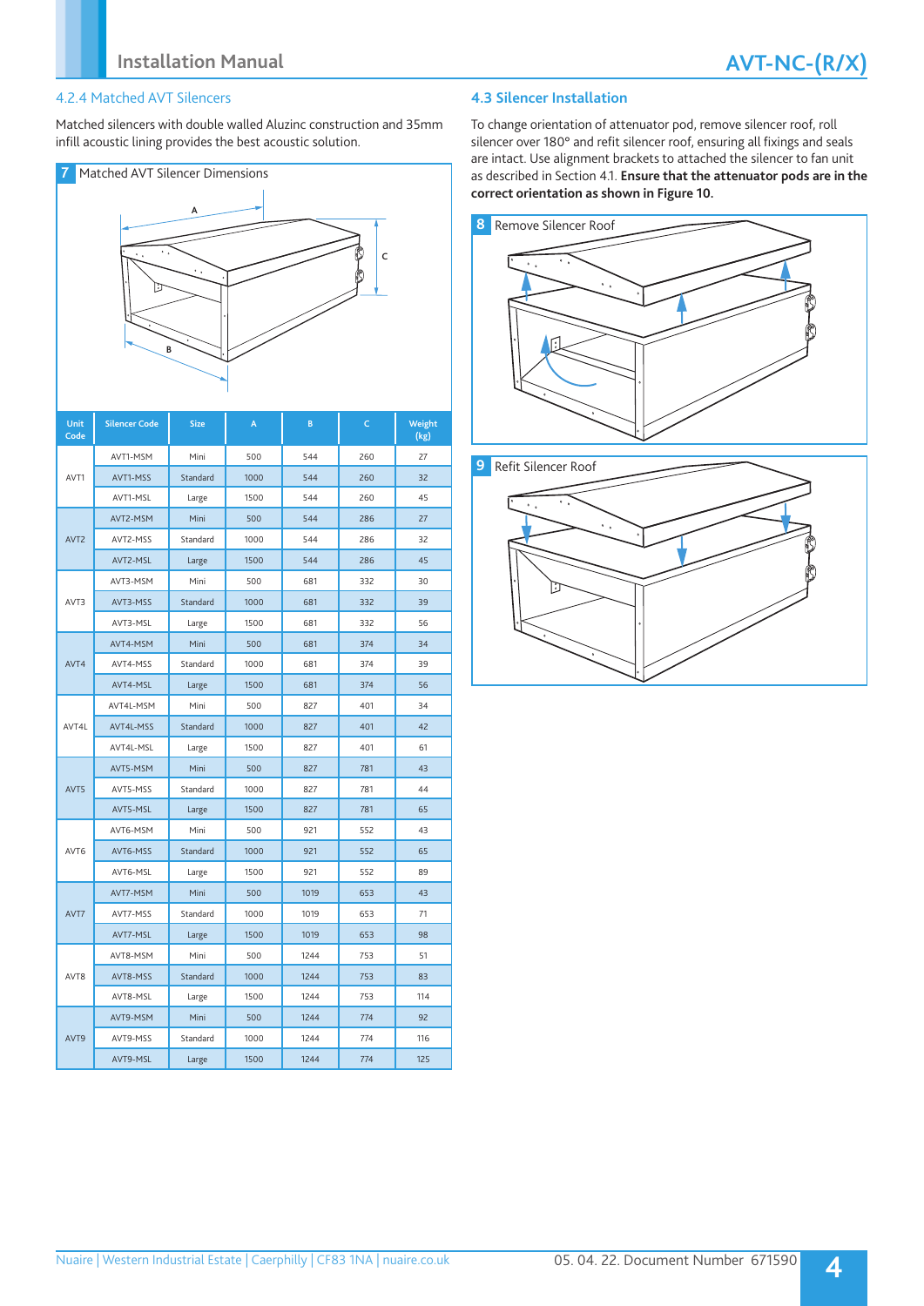### 4.2.4 Matched AVT Silencers

Matched silencers with double walled Aluzinc construction and 35mm infill acoustic lining provides the best acoustic solution.

**7** Matched AVT Silencer Dimensions

A

C

B

| Unit Code | Silencer Code | Size | A | B | C | Weight (kg) |
|---|---|---|---|---|---|---|
| AVT1 | AVT1-MSM | Mini | 500 | 544 | 260 | 27 |
| | AVT1-MSS | Standard | 1000 | 544 | 260 | 32 |
| | AVT1-MSL | Large | 1500 | 544 | 260 | 45 |
| AVT2 | AVT2-MSM | Mini | 500 | 544 | 286 | 27 |
| | AVT2-MSS | Standard | 1000 | 544 | 286 | 32 |
| | AVT2-MSL | Large | 1500 | 544 | 286 | 45 |
| AVT3 | AVT3-MSM | Mini | 500 | 681 | 332 | 30 |
| | AVT3-MSS | Standard | 1000 | 681 | 332 | 39 |
| | AVT3-MSL | Large | 1500 | 681 | 332 | 56 |
| AVT4 | AVT4-MSM | Mini | 500 | 681 | 374 | 34 |
| | AVT4-MSS | Standard | 1000 | 681 | 374 | 39 |
| | AVT4-MSL | Large | 1500 | 681 | 374 | 56 |
| AVT4L | AVT4L-MSM | Mini | 500 | 827 | 401 | 34 |
| | AVT4L-MSS | Standard | 1000 | 827 | 401 | 42 |
| | AVT4L-MSL | Large | 1500 | 827 | 401 | 61 |
| AVT5 | AVT5-MSM | Mini | 500 | 827 | 781 | 43 |
| | AVT5-MSS | Standard | 1000 | 827 | 781 | 44 |
| | AVT5-MSL | Large | 1500 | 827 | 781 | 65 |
| AVT6 | AVT6-MSM | Mini | 500 | 921 | 552 | 43 |
| | AVT6-MSS | Standard | 1000 | 921 | 552 | 65 |
| | AVT6-MSL | Large | 1500 | 921 | 552 | 89 |
| AVT7 | AVT7-MSM | Mini | 500 | 1019 | 653 | 43 |
| | AVT7-MSS | Standard | 1000 | 1019 | 653 | 71 |
| | AVT7-MSL | Large | 1500 | 1019 | 653 | 98 |
| AVT8 | AVT8-MSM | Mini | 500 | 1244 | 753 | 51 |
| | AVT8-MSS | Standard | 1000 | 1244 | 753 | 83 |
| | AVT8-MSL | Large | 1500 | 1244 | 753 | 114 |
| AVT9 | AVT9-MSM | Mini | 500 | 1244 | 774 | 92 |
| | AVT9-MSS | Standard | 1000 | 1244 | 774 | 116 |
| | AVT9-MSL | Large | 1500 | 1244 | 774 | 125 |

### 4.3 Silencer Installation

To change orientation of attenuator pod, remove silencer roof, roll silencer over 180° and refit silencer roof, ensuring all fixings and seals are intact. Use alignment brackets to attached the silencer to fan unit as described in Section 4.1. **Ensure that the attenuator pods are in the correct orientation as shown in Figure 10.**

**8** Remove Silencer Roof

**9** Refit Silencer Roof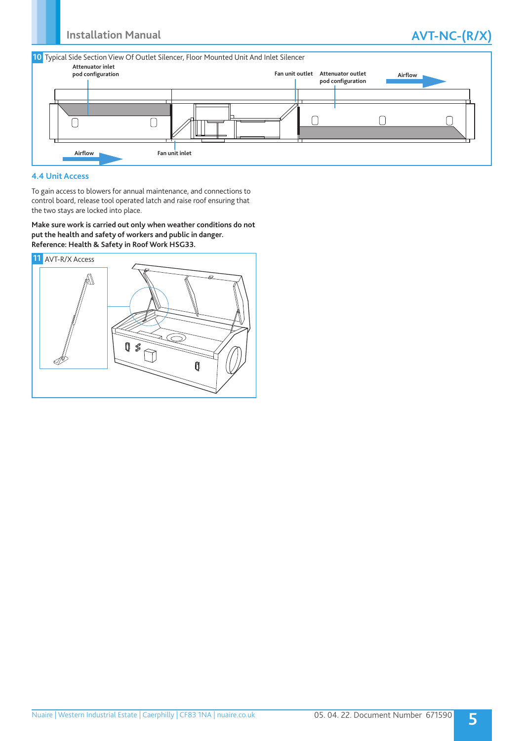**10** Typical Side Section View Of Outlet Silencer, Floor Mounted Unit And Inlet Silencer

Attenuator inlet pod configuration

Fan unit outlet

Attenuator outlet pod configuration

Airflow

Airflow

Fan unit inlet

## 4.4 Unit Access

To gain access to blowers for annual maintenance, and connections to control board, release tool operated latch and raise roof ensuring that the two stays are locked into place.

**Make sure work is carried out only when weather conditions do not put the health and safety of workers and public in danger. Reference: Health & Safety in Roof Work HSG33.**

**11** AVT-R/X Access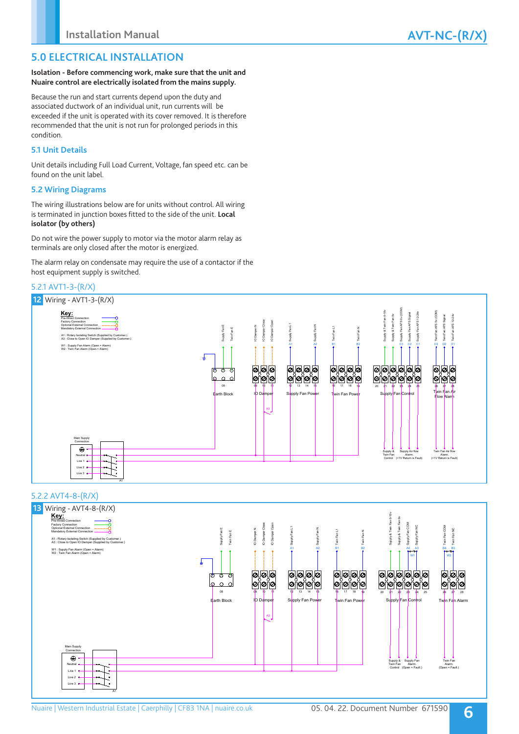# 5.0 ELECTRICAL INSTALLATION

**Isolation - Before commencing work, make sure that the unit and Nuaire control are electrically isolated from the mains supply.**

Because the run and start currents depend upon the duty and associated ductwork of an individual unit, run currents will be exceeded if the unit is operated with its cover removed. It is therefore recommended that the unit is not run for prolonged periods in this condition.

## 5.1 Unit Details

Unit details including Full Load Current, Voltage, fan speed etc. can be found on the unit label.

## 5.2 Wiring Diagrams

The wiring illustrations below are for units without control. All wiring is terminated in junction boxes fitted to the side of the unit. **Local isolator (by others)**

Do not wire the power supply to motor via the motor alarm relay as terminals are only closed after the motor is energized.

The alarm relay on condensate may require the use of a contactor if the host equipment supply is switched.

### 5.2.1 AVT1-3-(R/X)

**12** Wiring - AVT1-3-(R/X)

Key:
Pre-Wired Connection
Factory Connection
Optional External Connection
Mandatory External Connection

A1 : Rotary Isolating Switch (Supplied by Customer.)
A3 : Close to Open IO Damper (Supplied by Customer.)

W1 : Supply Fan Alarm (Open = Alarm)
W2 : Twin Fan Alarm (Open = Alarm)

Earth Block
IO Damper
Supply Fan Power
Twin Fan Power
Supply Fan Control
Twin Fan Air Flow Alarm

Main Supply Connection
Neutral
Live 1
Live 2
Live 3

Supply & Twin Fan Control
Supply Air flow Alarm. (<1V Return is Fault)
Twin Fan Air flow Alarm. (<1V Return is Fault)

### 5.2.2 AVT4-8-(R/X)

**13** Wiring - AVT4-8-(R/X)

Key:
Pre-Wired Connection
Factory Connection
Optional External Connection
Mandatory External Connection

A1 : Rotary Isolating Switch (Supplied by Customer.)
A3 : Close to Open IO Damper (Supplied by Customer.)

W1 : Supply Fan Alarm (Open = Alarm)
W2 : Twin Fan Alarm (Open = Alarm)

Earth Block
IO Damper
Supply Fan Power
Twin Fan Power
Supply Fan Control
Twin Fan Alarm

Main Supply Connection
Neutral
Live 1
Live 2
Live 3

Supply & Twin Fan Control
Supply Fan Alarm. (Open = Fault.)
Twin Fan Alarm. (Open = Fault.)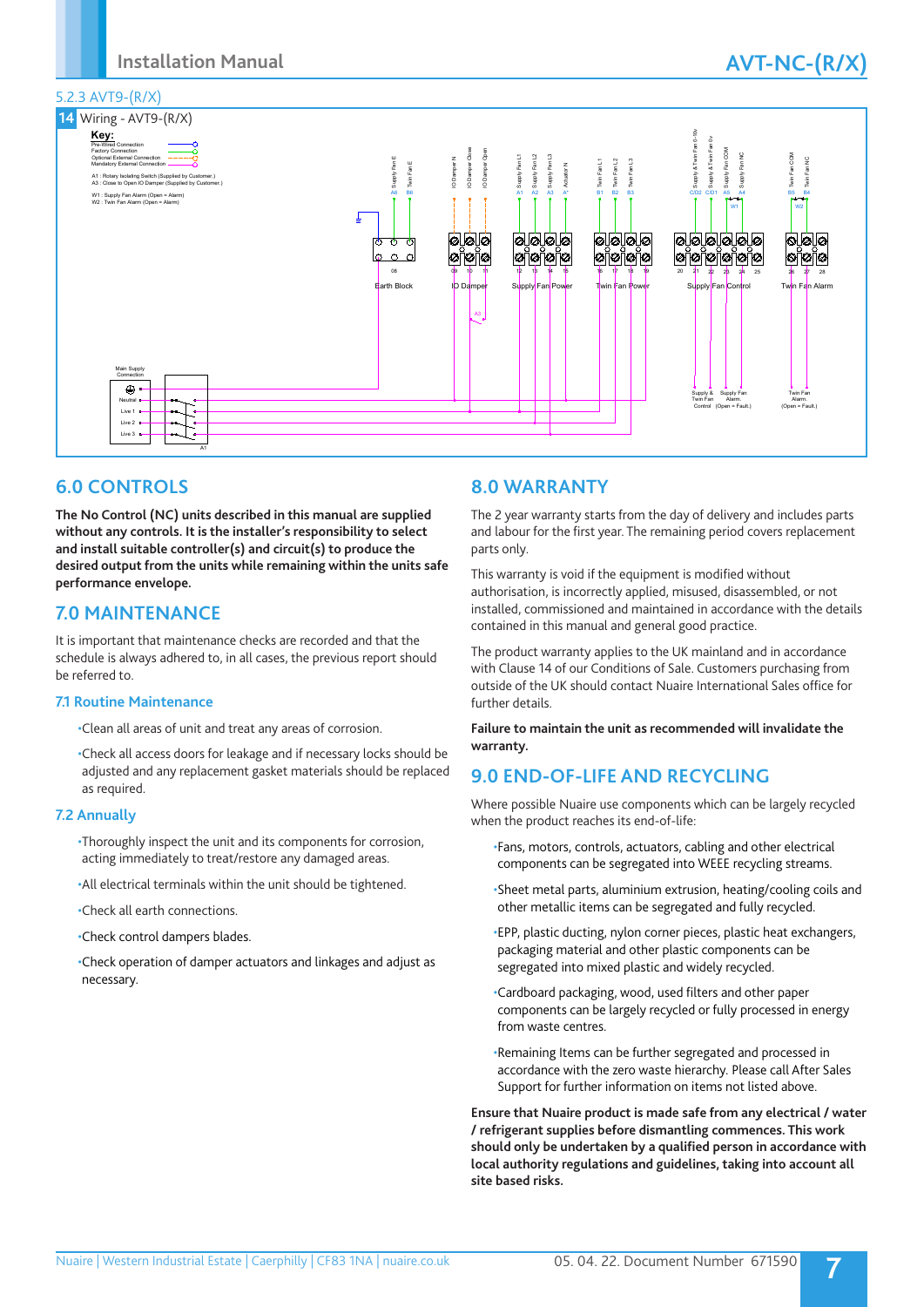### 5.2.3 AVT9-(R/X)

**14** Wiring - AVT9-(R/X)

**Key:**
Pre-Wired Connection
Factory Connection
Optional External Connection
Mandatory External Connection

A1 : Rotary Isolating Switch (Supplied by Customer.)
A3 : Close to Open IO Damper (Supplied by Customer.)

W1 : Supply Fan Alarm (Open = Alarm)
W2 : Twin Fan Alarm (Open = Alarm)

Earth Block | IO Damper | Supply Fan Power | Twin Fan Power | Supply Fan Control | Twin Fan Alarm

Main Supply Connection: Neutral, Live 1, Live 2, Live 3

Supply & Twin Fan Control | Supply Fan Alarm (Open = Fault.) | Twin Fan Alarm (Open = Fault.)

## 6.0 CONTROLS

**The No Control (NC) units described in this manual are supplied without any controls. It is the installer's responsibility to select and install suitable controller(s) and circuit(s) to produce the desired output from the units while remaining within the units safe performance envelope.**

## 7.0 MAINTENANCE

It is important that maintenance checks are recorded and that the schedule is always adhered to, in all cases, the previous report should be referred to.

### 7.1 Routine Maintenance

- Clean all areas of unit and treat any areas of corrosion.
- Check all access doors for leakage and if necessary locks should be adjusted and any replacement gasket materials should be replaced as required.

### 7.2 Annually

- Thoroughly inspect the unit and its components for corrosion, acting immediately to treat/restore any damaged areas.
- All electrical terminals within the unit should be tightened.
- Check all earth connections.
- Check control dampers blades.
- Check operation of damper actuators and linkages and adjust as necessary.

## 8.0 WARRANTY

The 2 year warranty starts from the day of delivery and includes parts and labour for the first year. The remaining period covers replacement parts only.

This warranty is void if the equipment is modified without authorisation, is incorrectly applied, misused, disassembled, or not installed, commissioned and maintained in accordance with the details contained in this manual and general good practice.

The product warranty applies to the UK mainland and in accordance with Clause 14 of our Conditions of Sale. Customers purchasing from outside of the UK should contact Nuaire International Sales office for further details.

**Failure to maintain the unit as recommended will invalidate the warranty.**

## 9.0 END-OF-LIFE AND RECYCLING

Where possible Nuaire use components which can be largely recycled when the product reaches its end-of-life:

- Fans, motors, controls, actuators, cabling and other electrical components can be segregated into WEEE recycling streams.
- Sheet metal parts, aluminium extrusion, heating/cooling coils and other metallic items can be segregated and fully recycled.
- EPP, plastic ducting, nylon corner pieces, plastic heat exchangers, packaging material and other plastic components can be segregated into mixed plastic and widely recycled.
- Cardboard packaging, wood, used filters and other paper components can be largely recycled or fully processed in energy from waste centres.
- Remaining Items can be further segregated and processed in accordance with the zero waste hierarchy. Please call After Sales Support for further information on items not listed above.

**Ensure that Nuaire product is made safe from any electrical / water / refrigerant supplies before dismantling commences. This work should only be undertaken by a qualified person in accordance with local authority regulations and guidelines, taking into account all site based risks.**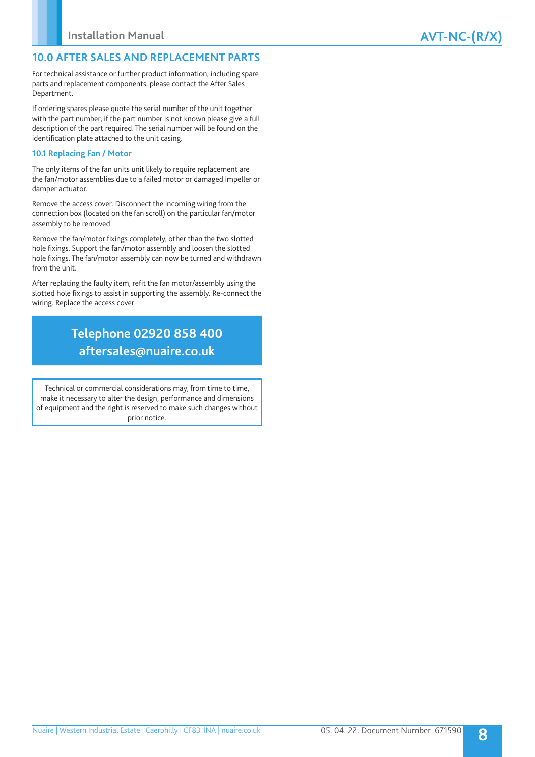## 10.0 AFTER SALES AND REPLACEMENT PARTS

For technical assistance or further product information, including spare parts and replacement components, please contact the After Sales Department.

If ordering spares please quote the serial number of the unit together with the part number, if the part number is not known please give a full description of the part required. The serial number will be found on the identification plate attached to the unit casing.

### 10.1 Replacing Fan / Motor

The only items of the fan units unit likely to require replacement are the fan/motor assemblies due to a failed motor or damaged impeller or damper actuator.

Remove the access cover. Disconnect the incoming wiring from the connection box (located on the fan scroll) on the particular fan/motor assembly to be removed.

Remove the fan/motor fixings completely, other than the two slotted hole fixings. Support the fan/motor assembly and loosen the slotted hole fixings. The fan/motor assembly can now be turned and withdrawn from the unit.

After replacing the faulty item, refit the fan motor/assembly using the slotted hole fixings to assist in supporting the assembly. Re-connect the wiring. Replace the access cover.

**Telephone 02920 858 400**
**aftersales@nuaire.co.uk**

Technical or commercial considerations may, from time to time, make it necessary to alter the design, performance and dimensions of equipment and the right is reserved to make such changes without prior notice.